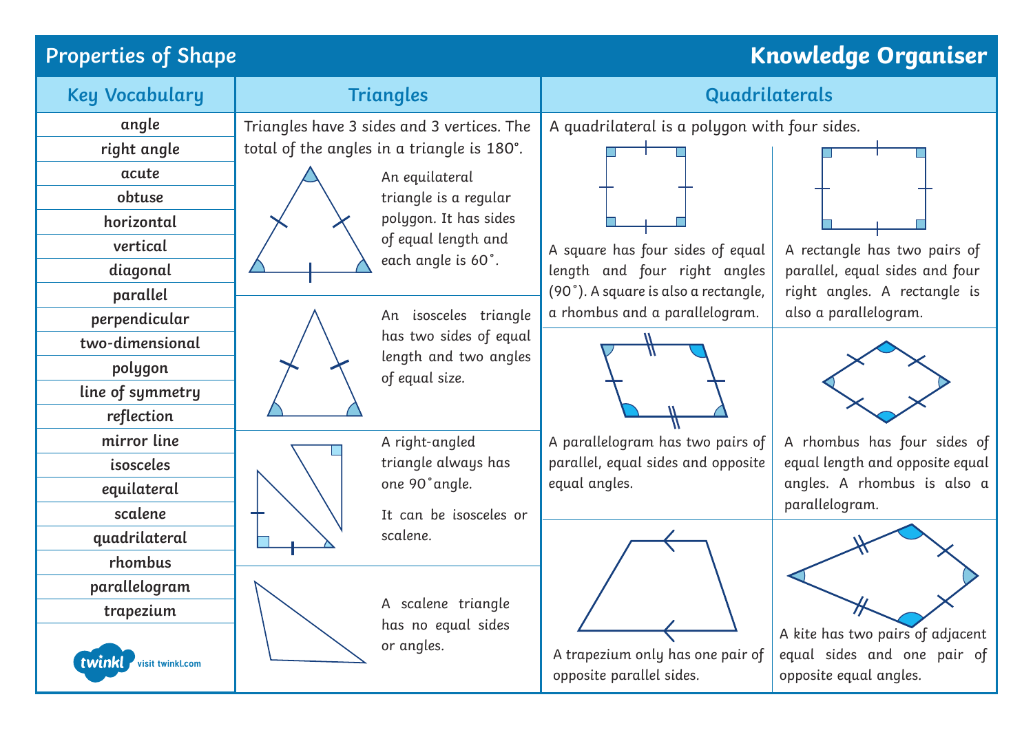# Properties of Shape

## Knowledge Organiser

### Key Vocabulary

- angle
- right angle
- acute
- obtuse
- horizontal
- vertical
- diagonal
- parallel
- perpendicular
- two-dimensional
- polygon
- line of symmetry
- reflection
- mirror line
- isosceles
- equilateral
- scalene
- quadrilateral
- rhombus
- parallelogram
- trapezium

### Triangles

Triangles have 3 sides and 3 vertices. The total of the angles in a triangle is 180°.

An equilateral triangle is a regular polygon. It has sides of equal length and each angle is 60˚.

An isosceles triangle has two sides of equal length and two angles of equal size.

A right-angled triangle always has one 90˚angle.

It can be isosceles or scalene.

A scalene triangle has no equal sides or angles.

### Quadrilaterals

A quadrilateral is a polygon with four sides.

A square has four sides of equal length and four right angles (90˚). A square is also a rectangle, a rhombus and a parallelogram.

A rectangle has two pairs of parallel, equal sides and four right angles. A rectangle is also a parallelogram.

A parallelogram has two pairs of parallel, equal sides and opposite equal angles.

A rhombus has four sides of equal length and opposite equal angles. A rhombus is also a parallelogram.

A trapezium only has one pair of opposite parallel sides.

A kite has two pairs of adjacent equal sides and one pair of opposite equal angles.

twinkl visit twinkl.com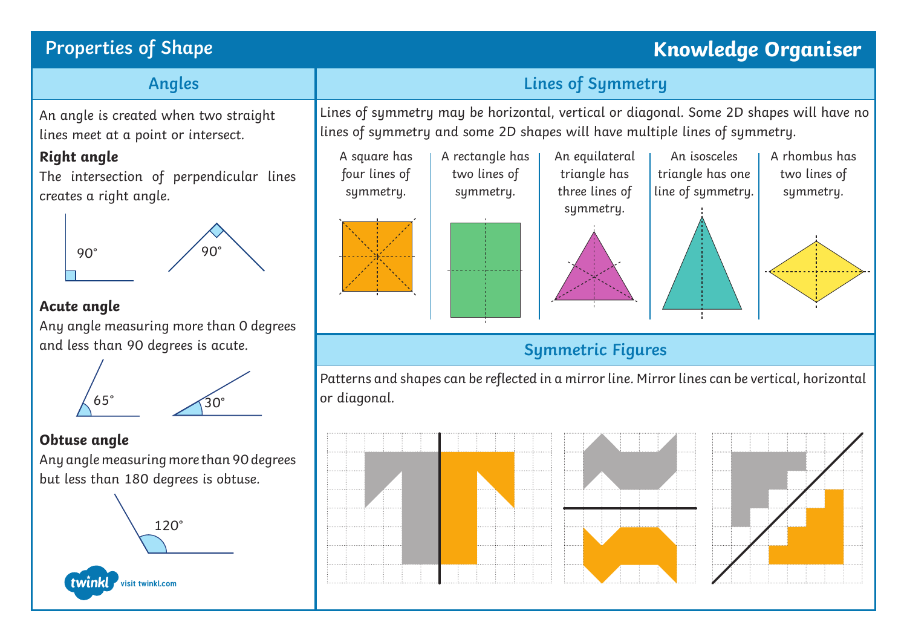# Properties of Shape

# Knowledge Organiser

## Angles

An angle is created when two straight lines meet at a point or intersect.

### Right angle

The intersection of perpendicular lines creates a right angle.

90°

90°

### Acute angle

Any angle measuring more than 0 degrees and less than 90 degrees is acute.

65°

30°

### Obtuse angle

Any angle measuring more than 90 degrees but less than 180 degrees is obtuse.

120°

## Lines of Symmetry

Lines of symmetry may be horizontal, vertical or diagonal. Some 2D shapes will have no lines of symmetry and some 2D shapes will have multiple lines of symmetry.

A square has four lines of symmetry.

A rectangle has two lines of symmetry.

An equilateral triangle has three lines of symmetry.

An isosceles triangle has one line of symmetry.

A rhombus has two lines of symmetry.

## Symmetric Figures

Patterns and shapes can be reflected in a mirror line. Mirror lines can be vertical, horizontal or diagonal.

visit twinkl.com